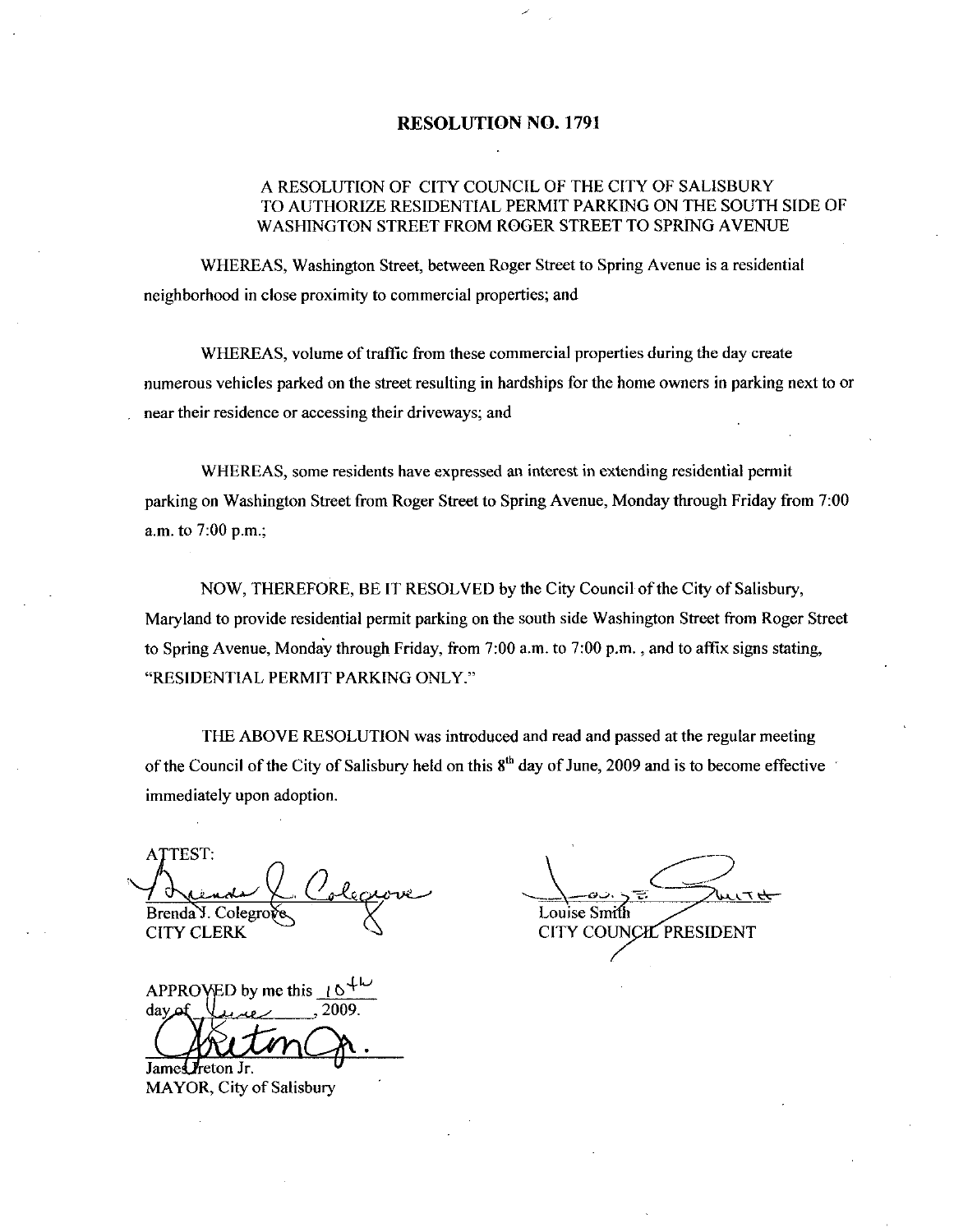# RESOLUTION NO. 1791

A RESOLUTION OF CITY COUNCIL OF THE CITY OF SALISBURY TO AUTHORIZE RESIDENTIAL PERMIT PARKING ON THE SOUTH SIDE OF WASHINGTON STREET FROM ROGER STREET TO SPRING AVENUE

WHEREAS, Washington Street, between Roger Street to Spring Avenue is a residential neighborhood in close proximity to commercial properties; and

WHEREAS, volume of traffic from these commercial properties during the day create numerous vehicles parked on the street resulting in hardships for the home owners in parking next to or near their residence or accessing their driveways; and

WHEREAS, some residents have expressed an interest in extending residential permit parking on Washington Street from Roger Street to Spring Avenue, Monday through Friday from 7:00 a.m. to 7:00 p.m.;

NOW, THEREFORE, BE IT RESOLVED by the City Council of the City of Salisbury, Maryland to provide residential permit parking on the south side Washington Street from Roger Street to Spring Avenue, Monday through Friday, from 7:00 a.m. to 7:00 p.m. , and to affix signs stating, "RESIDENTIAL PERMIT PARKING ONLY."

THE ABOVE RESOLUTION was introduced and read and passed at the regular meeting of the Council of the City of Salisbury held on this 8th day of June, 2009 and is to become effective immediately upon adoption.

ATTEST:

Brenda J. Colegrove
CITY CLERK

Louise Smith
CITY COUNCIL PRESIDENT

APPROVED by me this 10th day of June, 2009.

James Ireton Jr.
MAYOR, City of Salisbury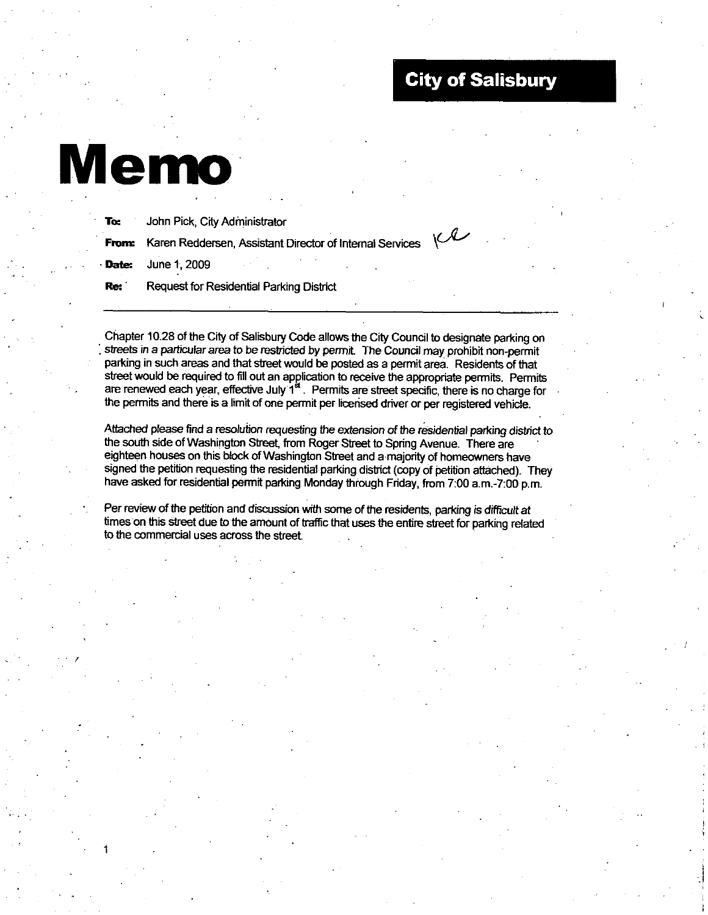**City of Salisbury**

# Memo

**To:** John Pick, City Administrator

**From:** Karen Reddersen, Assistant Director of Internal Services

**Date:** June 1, 2009

**Re:** Request for Residential Parking District

---

Chapter 10.28 of the City of Salisbury Code allows the City Council to designate parking on streets in a particular area to be restricted by permit. The Council may prohibit non-permit parking in such areas and that street would be posted as a permit area. Residents of that street would be required to fill out an application to receive the appropriate permits. Permits are renewed each year, effective July 1st. Permits are street specific, there is no charge for the permits and there is a limit of one permit per licensed driver or per registered vehicle.

Attached please find a resolution requesting the extension of the residential parking district to the south side of Washington Street, from Roger Street to Spring Avenue. There are eighteen houses on this block of Washington Street and a majority of homeowners have signed the petition requesting the residential parking district (copy of petition attached). They have asked for residential permit parking Monday through Friday, from 7:00 a.m.-7:00 p.m.

Per review of the petition and discussion with some of the residents, parking is difficult at times on this street due to the amount of traffic that uses the entire street for parking related to the commercial uses across the street.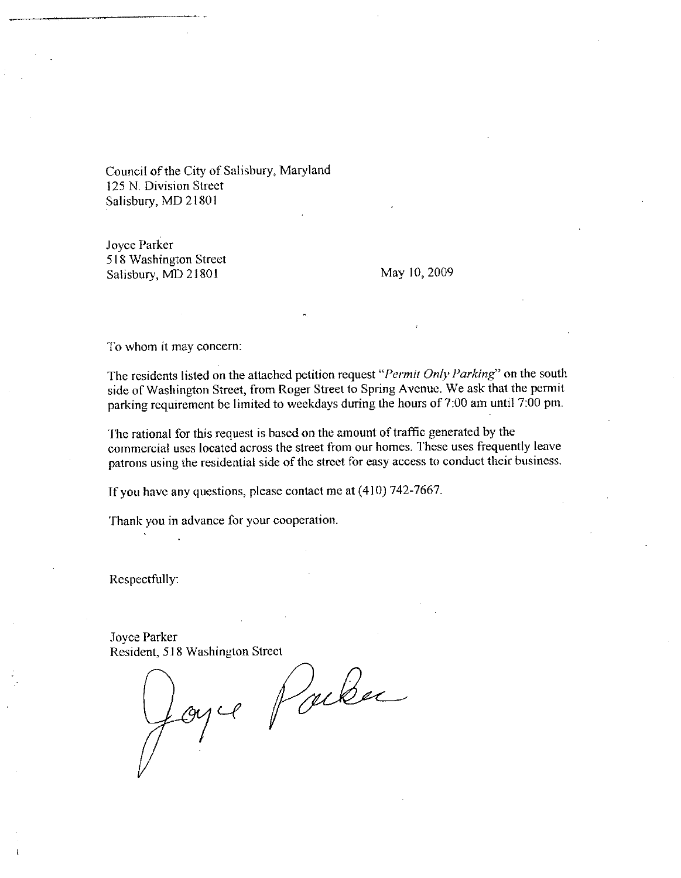Council of the City of Salisbury, Maryland
125 N. Division Street
Salisbury, MD 21801

Joyce Parker
518 Washington Street
Salisbury, MD 21801

May 10, 2009

To whom it may concern:

The residents listed on the attached petition request "*Permit Only Parking*" on the south side of Washington Street, from Roger Street to Spring Avenue. We ask that the permit parking requirement be limited to weekdays during the hours of 7:00 am until 7:00 pm.

The rational for this request is based on the amount of traffic generated by the commercial uses located across the street from our homes. These uses frequently leave patrons using the residential side of the street for easy access to conduct their business.

If you have any questions, please contact me at (410) 742-7667.

Thank you in advance for your cooperation.

Respectfully:

Joyce Parker
Resident, 518 Washington Street

Joyce Parker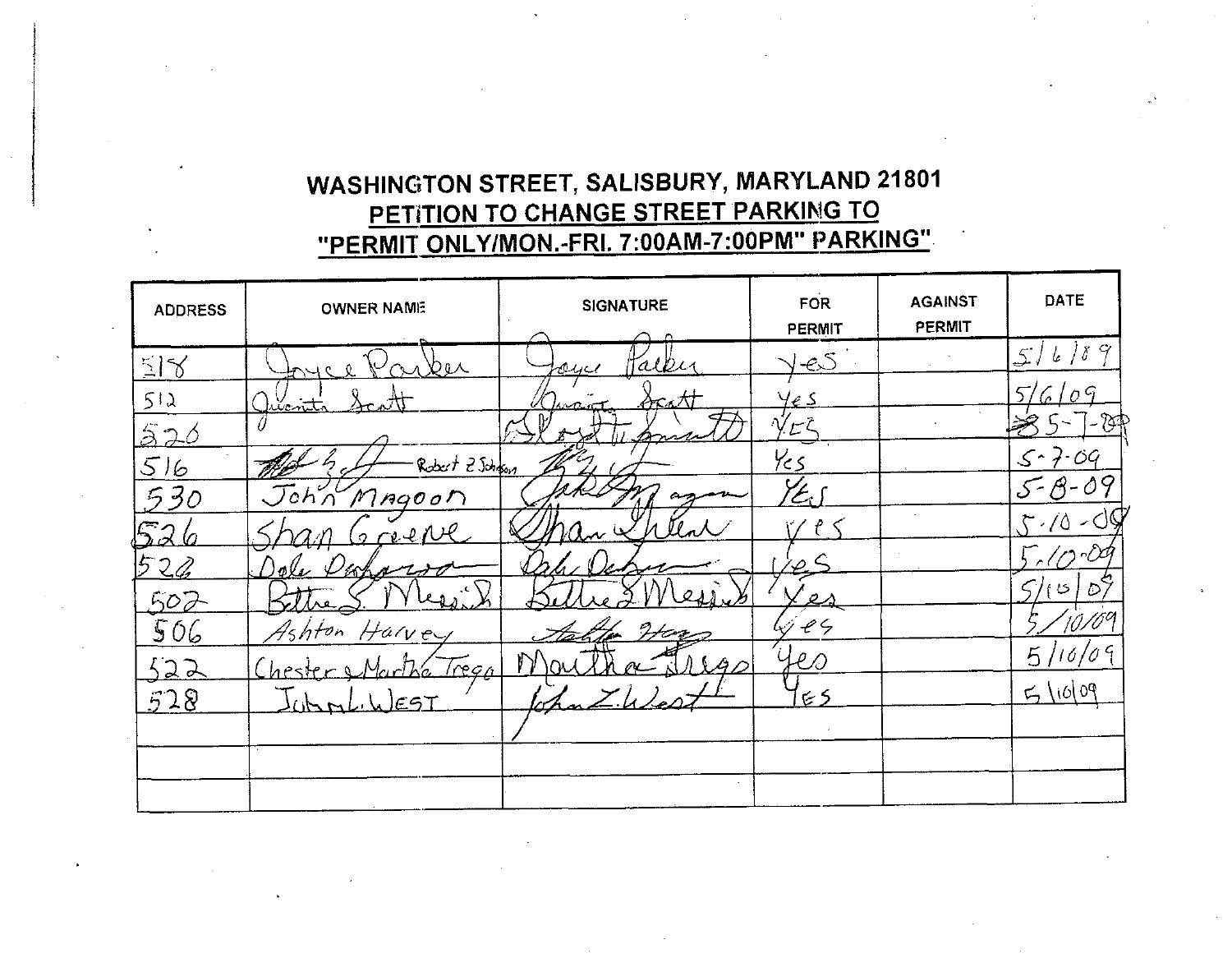## WASHINGTON STREET, SALISBURY, MARYLAND 21801

## PETITION TO CHANGE STREET PARKING TO "PERMIT ONLY/MON.-FRI. 7:00AM-7:00PM" PARKING

| ADDRESS | OWNER NAME | SIGNATURE | FOR PERMIT | AGAINST PERMIT | DATE |
|---|---|---|---|---|---|
| 518 | Joyce Parker | Joyce Parker | Yes | | 5/6/09 |
| 512 | Juanita Scott | Juanita Scott | Yes | | 5/6/09 |
| 520 | | Floyd Tignatt | YES | | 5-7-09 |
| 516 | Robert Z Schuson | | Yes | | 5-7-09 |
| 530 | John Magoon | John Magoon | YES | | 5-8-09 |
| 526 | Shan Greene | Shan Greene | Yes | | 5-10-09 |
| 524 | Dale Dehorse | Dale Dehorse | Yes | | 5-10-09 |
| 502 | Bettie S. Messick | Bettie S Messick | Yes | | 5/10/09 |
| 506 | Ashton Harvey | Ashton Harvey | Yes | | 5/10/09 |
| 522 | Chester & Martha Trego | Martha Trego | Yes | | 5/10/09 |
| 528 | John L. WEST | John L. West | Yes | | 5/10/09 |
| | | | | | |
| | | | | | |
| | | | | | |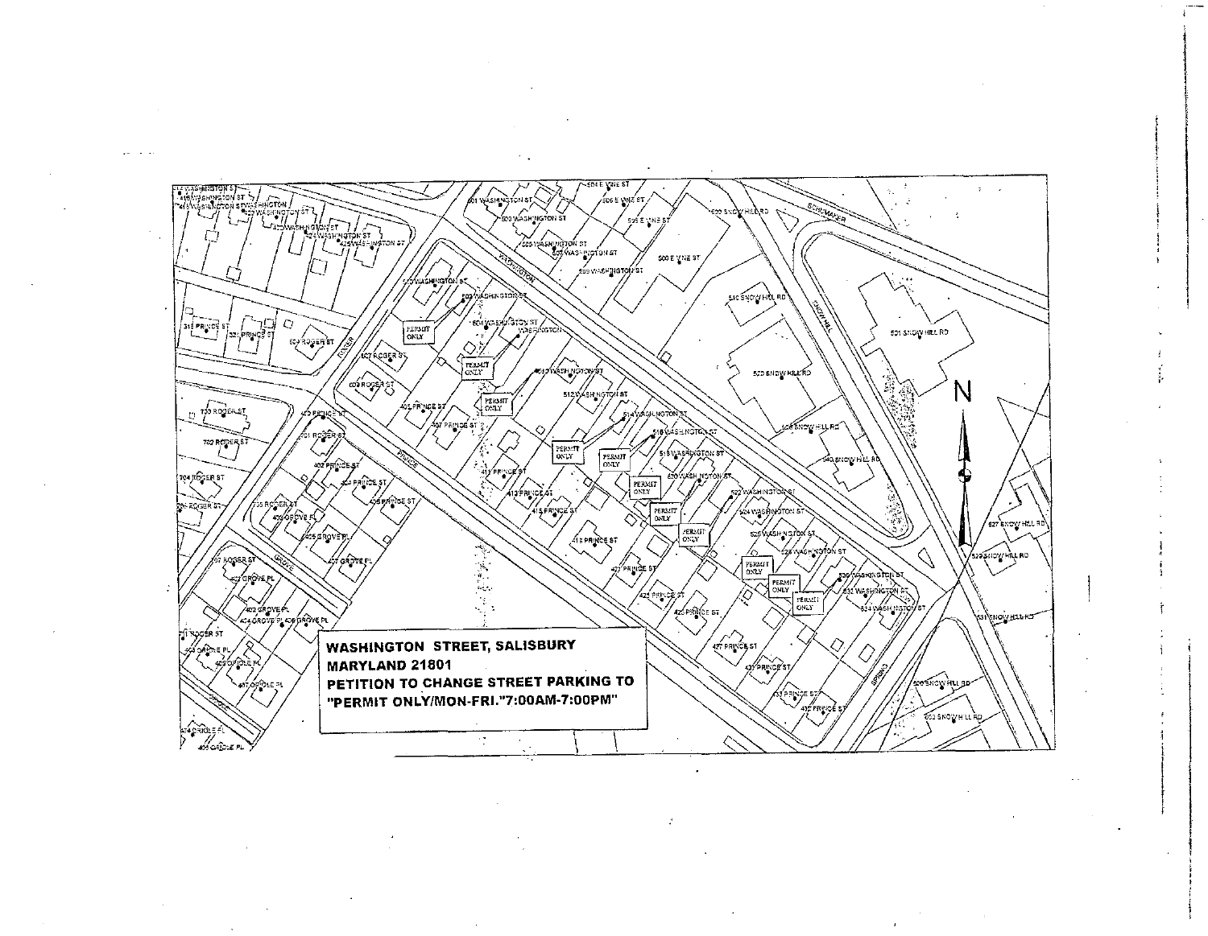**WASHINGTON STREET, SALISBURY**
**MARYLAND 21801**
**PETITION TO CHANGE STREET PARKING TO**
**"PERMIT ONLY/MON-FRI."7:00AM-7:00PM"**